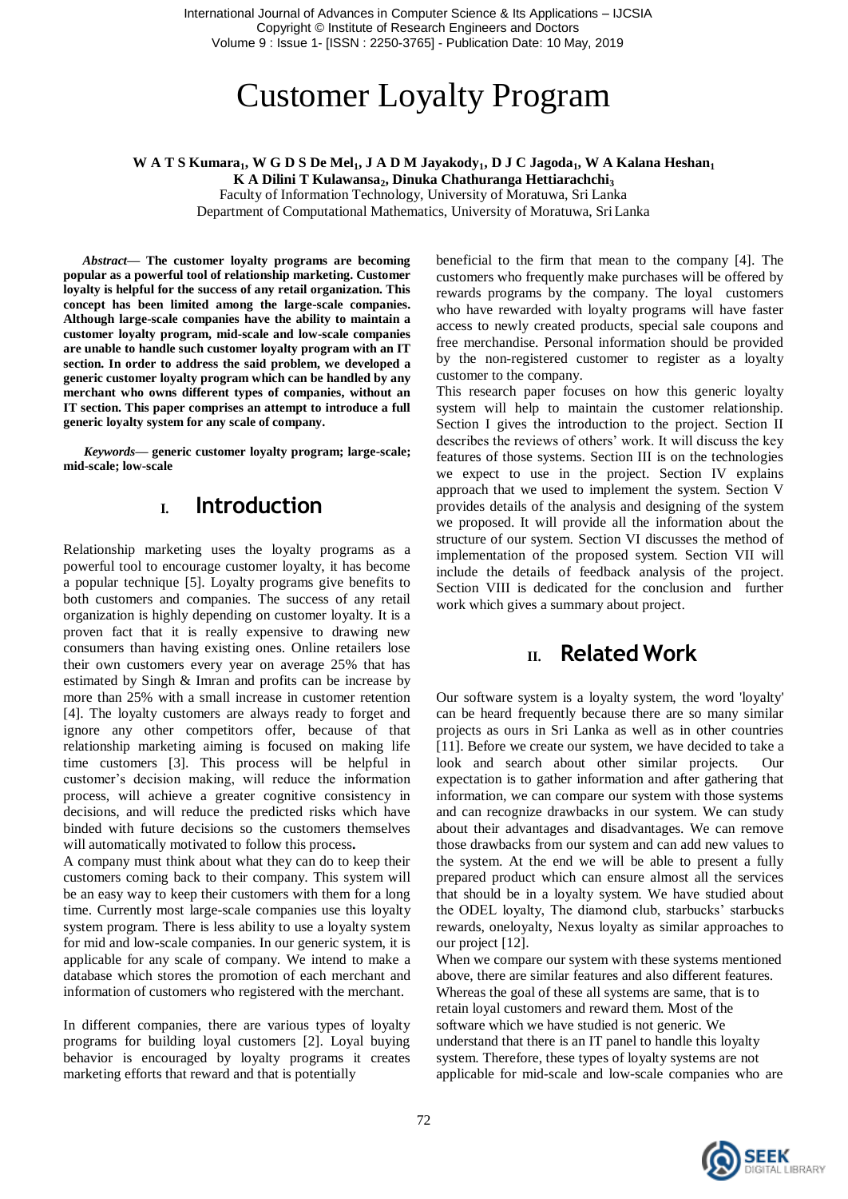# Customer Loyalty Program

**W A T S Kumara[1], W G D S De Mel[1], J A D M Jayakody[1], D J C Jagoda[1], W A Kalana Heshan[1]**
**K A Dilini T Kulawansa[2], Dinuka Chathuranga Hettiarachchi[3]**

Faculty of Information Technology, University of Moratuwa, Sri Lanka
Department of Computational Mathematics, University of Moratuwa, Sri Lanka

***Abstract*— The customer loyalty programs are becoming popular as a powerful tool of relationship marketing. Customer loyalty is helpful for the success of any retail organization. This concept has been limited among the large-scale companies. Although large-scale companies have the ability to maintain a customer loyalty program, mid-scale and low-scale companies are unable to handle such customer loyalty program with an IT section. In order to address the said problem, we developed a generic customer loyalty program which can be handled by any merchant who owns different types of companies, without an IT section. This paper comprises an attempt to introduce a full generic loyalty system for any scale of company.**

***Keywords*— generic customer loyalty program; large-scale; mid-scale; low-scale**

## I. Introduction

Relationship marketing uses the loyalty programs as a powerful tool to encourage customer loyalty, it has become a popular technique [5]. Loyalty programs give benefits to both customers and companies. The success of any retail organization is highly depending on customer loyalty. It is a proven fact that it is really expensive to drawing new consumers than having existing ones. Online retailers lose their own customers every year on average 25% that has estimated by Singh & Imran and profits can be increase by more than 25% with a small increase in customer retention [4]. The loyalty customers are always ready to forget and ignore any other competitors offer, because of that relationship marketing aiming is focused on making life time customers [3]. This process will be helpful in customer's decision making, will reduce the information process, will achieve a greater cognitive consistency in decisions, and will reduce the predicted risks which have binded with future decisions so the customers themselves will automatically motivated to follow this process**.**

A company must think about what they can do to keep their customers coming back to their company. This system will be an easy way to keep their customers with them for a long time. Currently most large-scale companies use this loyalty system program. There is less ability to use a loyalty system for mid and low-scale companies. In our generic system, it is applicable for any scale of company. We intend to make a database which stores the promotion of each merchant and information of customers who registered with the merchant.

In different companies, there are various types of loyalty programs for building loyal customers [2]. Loyal buying behavior is encouraged by loyalty programs it creates marketing efforts that reward and that is potentially beneficial to the firm that mean to the company [4]. The customers who frequently make purchases will be offered by rewards programs by the company. The loyal customers who have rewarded with loyalty programs will have faster access to newly created products, special sale coupons and free merchandise. Personal information should be provided by the non-registered customer to register as a loyalty customer to the company.

This research paper focuses on how this generic loyalty system will help to maintain the customer relationship. Section I gives the introduction to the project. Section II describes the reviews of others' work. It will discuss the key features of those systems. Section III is on the technologies we expect to use in the project. Section IV explains approach that we used to implement the system. Section V provides details of the analysis and designing of the system we proposed. It will provide all the information about the structure of our system. Section VI discusses the method of implementation of the proposed system. Section VII will include the details of feedback analysis of the project. Section VIII is dedicated for the conclusion and further work which gives a summary about project.

## II. Related Work

Our software system is a loyalty system, the word 'loyalty' can be heard frequently because there are so many similar projects as ours in Sri Lanka as well as in other countries [11]. Before we create our system, we have decided to take a look and search about other similar projects. Our expectation is to gather information and after gathering that information, we can compare our system with those systems and can recognize drawbacks in our system. We can study about their advantages and disadvantages. We can remove those drawbacks from our system and can add new values to the system. At the end we will be able to present a fully prepared product which can ensure almost all the services that should be in a loyalty system. We have studied about the ODEL loyalty, The diamond club, starbucks' starbucks rewards, oneloyalty, Nexus loyalty as similar approaches to our project [12].

When we compare our system with these systems mentioned above, there are similar features and also different features. Whereas the goal of these all systems are same, that is to retain loyal customers and reward them. Most of the software which we have studied is not generic. We understand that there is an IT panel to handle this loyalty system. Therefore, these types of loyalty systems are not applicable for mid-scale and low-scale companies who are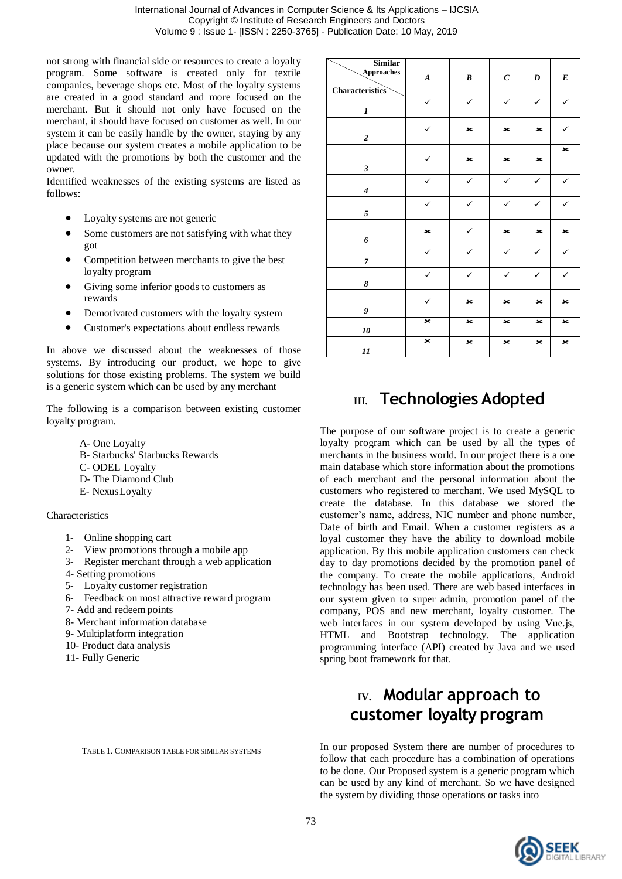not strong with financial side or resources to create a loyalty program. Some software is created only for textile companies, beverage shops etc. Most of the loyalty systems are created in a good standard and more focused on the merchant. But it should not only have focused on the merchant, it should have focused on customer as well. In our system it can be easily handle by the owner, staying by any place because our system creates a mobile application to be updated with the promotions by both the customer and the owner.

Identified weaknesses of the existing systems are listed as follows:

- Loyalty systems are not generic
- Some customers are not satisfying with what they got
- Competition between merchants to give the best loyalty program
- Giving some inferior goods to customers as rewards
- Demotivated customers with the loyalty system
- Customer's expectations about endless rewards

In above we discussed about the weaknesses of those systems. By introducing our product, we hope to give solutions for those existing problems. The system we build is a generic system which can be used by any merchant

The following is a comparison between existing customer loyalty program.

A- One Loyalty
B- Starbucks' Starbucks Rewards
C- ODEL Loyalty
D- The Diamond Club
E- NexusLoyalty

Characteristics

1- Online shopping cart
2- View promotions through a mobile app
3- Register merchant through a web application
4- Setting promotions
5- Loyalty customer registration
6- Feedback on most attractive reward program
7- Add and redeem points
8- Merchant information database
9- Multiplatform integration
10- Product data analysis
11- Fully Generic

| Characteristics \ Similar Approaches | A | B | C | D | E |
|---|---|---|---|---|---|
| 1 | ✓ | ✓ | ✓ | ✓ | ✓ |
| 2 | ✓ | ✗ | ✗ | ✗ | ✓ |
| 3 | ✓ | ✗ | ✗ | ✗ | ✗ |
| 4 | ✓ | ✓ | ✓ | ✓ | ✓ |
| 5 | ✓ | ✓ | ✓ | ✓ | ✓ |
| 6 | ✗ | ✓ | ✗ | ✗ | ✗ |
| 7 | ✓ | ✓ | ✓ | ✓ | ✓ |
| 8 | ✓ | ✓ | ✓ | ✓ | ✓ |
| 9 | ✓ | ✗ | ✗ | ✗ | ✗ |
| 10 | ✗ | ✗ | ✗ | ✗ | ✗ |
| 11 | ✗ | ✗ | ✗ | ✗ | ✗ |

TABLE 1. COMPARISON TABLE FOR SIMILAR SYSTEMS

## III. Technologies Adopted

The purpose of our software project is to create a generic loyalty program which can be used by all the types of merchants in the business world. In our project there is a one main database which store information about the promotions of each merchant and the personal information about the customers who registered to merchant. We used MySQL to create the database. In this database we stored the customer's name, address, NIC number and phone number, Date of birth and Email. When a customer registers as a loyal customer they have the ability to download mobile application. By this mobile application customers can check day to day promotions decided by the promotion panel of the company. To create the mobile applications, Android technology has been used. There are web based interfaces in our system given to super admin, promotion panel of the company, POS and new merchant, loyalty customer. The web interfaces in our system developed by using Vue.js, HTML and Bootstrap technology. The application programming interface (API) created by Java and we used spring boot framework for that.

## IV. Modular approach to customer loyalty program

In our proposed System there are number of procedures to follow that each procedure has a combination of operations to be done. Our Proposed system is a generic program which can be used by any kind of merchant. So we have designed the system by dividing those operations or tasks into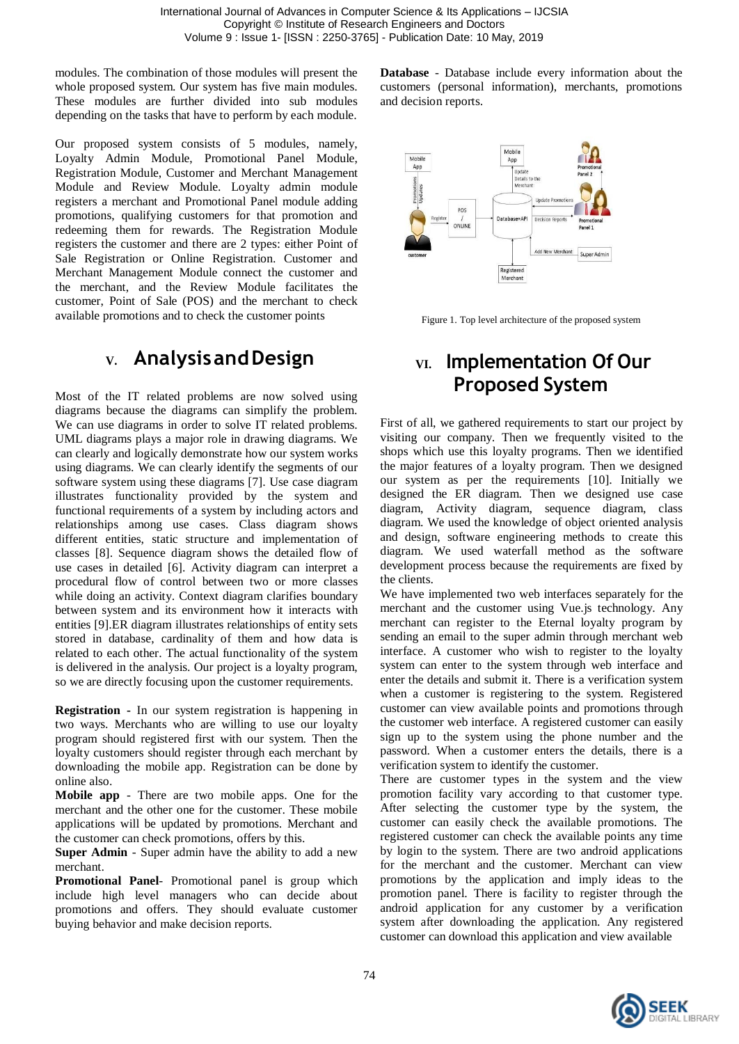modules. The combination of those modules will present the whole proposed system. Our system has five main modules. These modules are further divided into sub modules depending on the tasks that have to perform by each module.

Our proposed system consists of 5 modules, namely, Loyalty Admin Module, Promotional Panel Module, Registration Module, Customer and Merchant Management Module and Review Module. Loyalty admin module registers a merchant and Promotional Panel module adding promotions, qualifying customers for that promotion and redeeming them for rewards. The Registration Module registers the customer and there are 2 types: either Point of Sale Registration or Online Registration. Customer and Merchant Management Module connect the customer and the merchant, and the Review Module facilitates the customer, Point of Sale (POS) and the merchant to check available promotions and to check the customer points

## V. Analysis and Design

Most of the IT related problems are now solved using diagrams because the diagrams can simplify the problem. We can use diagrams in order to solve IT related problems. UML diagrams plays a major role in drawing diagrams. We can clearly and logically demonstrate how our system works using diagrams. We can clearly identify the segments of our software system using these diagrams [7]. Use case diagram illustrates functionality provided by the system and functional requirements of a system by including actors and relationships among use cases. Class diagram shows different entities, static structure and implementation of classes [8]. Sequence diagram shows the detailed flow of use cases in detailed [6]. Activity diagram can interpret a procedural flow of control between two or more classes while doing an activity. Context diagram clarifies boundary between system and its environment how it interacts with entities [9].ER diagram illustrates relationships of entity sets stored in database, cardinality of them and how data is related to each other. The actual functionality of the system is delivered in the analysis. Our project is a loyalty program, so we are directly focusing upon the customer requirements.

**Registration** - In our system registration is happening in two ways. Merchants who are willing to use our loyalty program should registered first with our system. Then the loyalty customers should register through each merchant by downloading the mobile app. Registration can be done by online also.

**Mobile app** - There are two mobile apps. One for the merchant and the other one for the customer. These mobile applications will be updated by promotions. Merchant and the customer can check promotions, offers by this.

**Super Admin** - Super admin have the ability to add a new merchant.

**Promotional Panel**- Promotional panel is group which include high level managers who can decide about promotions and offers. They should evaluate customer buying behavior and make decision reports.

**Database** - Database include every information about the customers (personal information), merchants, promotions and decision reports.

Figure 1. Top level architecture of the proposed system

## VI. Implementation Of Our Proposed System

First of all, we gathered requirements to start our project by visiting our company. Then we frequently visited to the shops which use this loyalty programs. Then we identified the major features of a loyalty program. Then we designed our system as per the requirements [10]. Initially we designed the ER diagram. Then we designed use case diagram, Activity diagram, sequence diagram, class diagram. We used the knowledge of object oriented analysis and design, software engineering methods to create this diagram. We used waterfall method as the software development process because the requirements are fixed by the clients.

We have implemented two web interfaces separately for the merchant and the customer using Vue.js technology. Any merchant can register to the Eternal loyalty program by sending an email to the super admin through merchant web interface. A customer who wish to register to the loyalty system can enter to the system through web interface and enter the details and submit it. There is a verification system when a customer is registering to the system. Registered customer can view available points and promotions through the customer web interface. A registered customer can easily sign up to the system using the phone number and the password. When a customer enters the details, there is a verification system to identify the customer.

There are customer types in the system and the view promotion facility vary according to that customer type. After selecting the customer type by the system, the customer can easily check the available promotions. The registered customer can check the available points any time by login to the system. There are two android applications for the merchant and the customer. Merchant can view promotions by the application and imply ideas to the promotion panel. There is facility to register through the android application for any customer by a verification system after downloading the application. Any registered customer can download this application and view available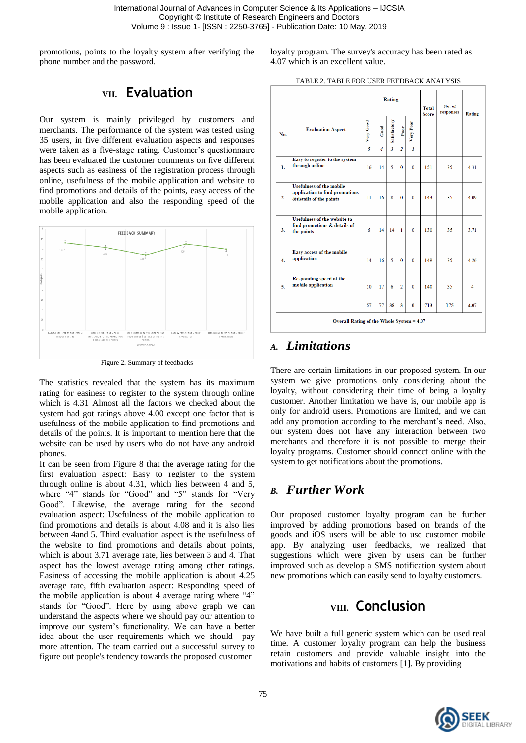promotions, points to the loyalty system after verifying the phone number and the password.

# VII. Evaluation

Our system is mainly privileged by customers and merchants. The performance of the system was tested using 35 users, in five different evaluation aspects and responses were taken as a five-stage rating. Customer's questionnaire has been evaluated the customer comments on five different aspects such as easiness of the registration process through online, usefulness of the mobile application and website to find promotions and details of the points, easy access of the mobile application and also the responding speed of the mobile application.

Figure 2. Summary of feedbacks

The statistics revealed that the system has its maximum rating for easiness to register to the system through online which is 4.31 Almost all the factors we checked about the system had got ratings above 4.00 except one factor that is usefulness of the mobile application to find promotions and details of the points. It is important to mention here that the website can be used by users who do not have any android phones.

It can be seen from Figure 8 that the average rating for the first evaluation aspect: Easy to register to the system through online is about 4.31, which lies between 4 and 5, where "4" stands for "Good" and "5" stands for "Very Good". Likewise, the average rating for the second evaluation aspect: Usefulness of the mobile application to find promotions and details is about 4.08 and it is also lies between 4and 5. Third evaluation aspect is the usefulness of the website to find promotions and details about points, which is about 3.71 average rate, lies between 3 and 4. That aspect has the lowest average rating among other ratings. Easiness of accessing the mobile application is about 4.25 average rate, fifth evaluation aspect: Responding speed of the mobile application is about 4 average rating where "4" stands for "Good". Here by using above graph we can understand the aspects where we should pay our attention to improve our system's functionality. We can have a better idea about the user requirements which we should pay more attention. The team carried out a successful survey to figure out people's tendency towards the proposed customer loyalty program. The survey's accuracy has been rated as 4.07 which is an excellent value.

TABLE 2. TABLE FOR USER FEEDBACK ANALYSIS

| No. | Evaluation Aspect | Rating | | | | | Total Score | No. of responses | Rating |
|---|---|---|---|---|---|---|---|---|---|
| | | Very Good | Good | Satisfactory | Poor | Very Poor | | | |
| | | 5 | 4 | 3 | 2 | 1 | | | |
| 1. | Easy to register to the system through online | 16 | 14 | 5 | 0 | 0 | 151 | 35 | 4.31 |
| 2. | Usefulness of the mobile application to find promotions &details of the points | 11 | 16 | 8 | 0 | 0 | 143 | 35 | 4.09 |
| 3. | Usefulness of the website to find promotions & details of the points | 6 | 14 | 14 | 1 | 0 | 130 | 35 | 3.71 |
| 4. | Easy access of the mobile application | 14 | 16 | 5 | 0 | 0 | 149 | 35 | 4.26 |
| 5. | Responding speed of the mobile application | 10 | 17 | 6 | 2 | 0 | 140 | 35 | 4 |
| | | 57 | 77 | 38 | 3 | 0 | 713 | 175 | 4.07 |
| Overall Rating of the Whole System = 4.07 | | | | | | | | | |

## A. Limitations

There are certain limitations in our proposed system. In our system we give promotions only considering about the loyalty, without considering their time of being a loyalty customer. Another limitation we have is, our mobile app is only for android users. Promotions are limited, and we can add any promotion according to the merchant's need. Also, our system does not have any interaction between two merchants and therefore it is not possible to merge their loyalty programs. Customer should connect online with the system to get notifications about the promotions.

## B. Further Work

Our proposed customer loyalty program can be further improved by adding promotions based on brands of the goods and iOS users will be able to use customer mobile app. By analyzing user feedbacks, we realized that suggestions which were given by users can be further improved such as develop a SMS notification system about new promotions which can easily send to loyalty customers.

# VIII. Conclusion

We have built a full generic system which can be used real time. A customer loyalty program can help the business retain customers and provide valuable insight into the motivations and habits of customers [1]. By providing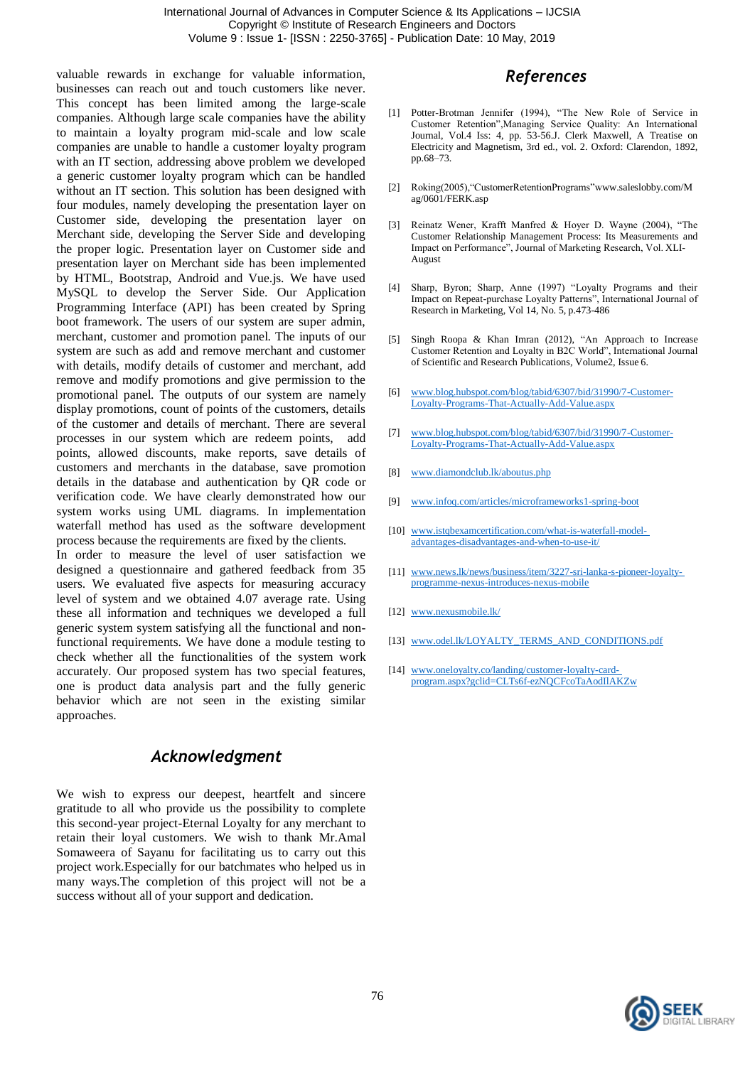valuable rewards in exchange for valuable information, businesses can reach out and touch customers like never. This concept has been limited among the large-scale companies. Although large scale companies have the ability to maintain a loyalty program mid-scale and low scale companies are unable to handle a customer loyalty program with an IT section, addressing above problem we developed a generic customer loyalty program which can be handled without an IT section. This solution has been designed with four modules, namely developing the presentation layer on Customer side, developing the presentation layer on Merchant side, developing the Server Side and developing the proper logic. Presentation layer on Customer side and presentation layer on Merchant side has been implemented by HTML, Bootstrap, Android and Vue.js. We have used MySQL to develop the Server Side. Our Application Programming Interface (API) has been created by Spring boot framework. The users of our system are super admin, merchant, customer and promotion panel. The inputs of our system are such as add and remove merchant and customer with details, modify details of customer and merchant, add remove and modify promotions and give permission to the promotional panel. The outputs of our system are namely display promotions, count of points of the customers, details of the customer and details of merchant. There are several processes in our system which are redeem points, add points, allowed discounts, make reports, save details of customers and merchants in the database, save promotion details in the database and authentication by QR code or verification code. We have clearly demonstrated how our system works using UML diagrams. In implementation waterfall method has used as the software development process because the requirements are fixed by the clients.

In order to measure the level of user satisfaction we designed a questionnaire and gathered feedback from 35 users. We evaluated five aspects for measuring accuracy level of system and we obtained 4.07 average rate. Using these all information and techniques we developed a full generic system system satisfying all the functional and non-functional requirements. We have done a module testing to check whether all the functionalities of the system work accurately. Our proposed system has two special features, one is product data analysis part and the fully generic behavior which are not seen in the existing similar approaches.

## Acknowledgment

We wish to express our deepest, heartfelt and sincere gratitude to all who provide us the possibility to complete this second-year project-Eternal Loyalty for any merchant to retain their loyal customers. We wish to thank Mr.Amal Somaweera of Sayanu for facilitating us to carry out this project work.Especially for our batchmates who helped us in many ways.The completion of this project will not be a success without all of your support and dedication.

## References

[1] Potter-Brotman Jennifer (1994), "The New Role of Service in Customer Retention",Managing Service Quality: An International Journal, Vol.4 Iss: 4, pp. 53-56.J. Clerk Maxwell, A Treatise on Electricity and Magnetism, 3rd ed., vol. 2. Oxford: Clarendon, 1892, pp.68–73.

[2] Roking(2005),"CustomerRetentionPrograms"www.saleslobby.com/Mag/0601/FERK.asp

[3] Reinatz Wener, Krafft Manfred & Hoyer D. Wayne (2004), "The Customer Relationship Management Process: Its Measurements and Impact on Performance", Journal of Marketing Research, Vol. XLI-August

[4] Sharp, Byron; Sharp, Anne (1997) "Loyalty Programs and their Impact on Repeat-purchase Loyalty Patterns", International Journal of Research in Marketing, Vol 14, No. 5, p.473-486

[5] Singh Roopa & Khan Imran (2012), "An Approach to Increase Customer Retention and Loyalty in B2C World", International Journal of Scientific and Research Publications, Volume2, Issue 6.

[6] www.blog.hubspot.com/blog/tabid/6307/bid/31990/7-Customer-Loyalty-Programs-That-Actually-Add-Value.aspx

[7] www.blog.hubspot.com/blog/tabid/6307/bid/31990/7-Customer-Loyalty-Programs-That-Actually-Add-Value.aspx

[8] www.diamondclub.lk/aboutus.php

[9] www.infoq.com/articles/microframeworks1-spring-boot

[10] www.istqbexamcertification.com/what-is-waterfall-model-advantages-disadvantages-and-when-to-use-it/

[11] www.news.lk/news/business/item/3227-sri-lanka-s-pioneer-loyalty-programme-nexus-introduces-nexus-mobile

[12] www.nexusmobile.lk/

[13] www.odel.lk/LOYALTY_TERMS_AND_CONDITIONS.pdf

[14] www.oneloyalty.co/landing/customer-loyalty-card-program.aspx?gclid=CLTs6f-ezNQCFcoTaAodIlAKZw